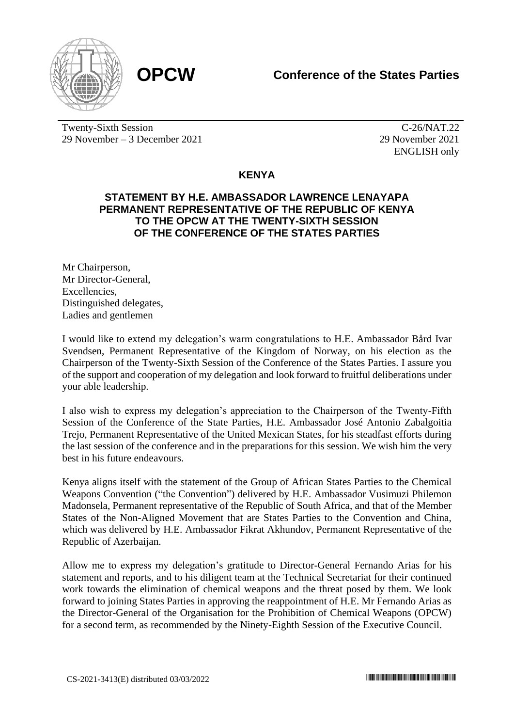**OPCW**

**Conference of the States Parties**

Twenty-Sixth Session
29 November – 3 December 2021

C-26/NAT.22
29 November 2021
ENGLISH only

## KENYA

### STATEMENT BY H.E. AMBASSADOR LAWRENCE LENAYAPA PERMANENT REPRESENTATIVE OF THE REPUBLIC OF KENYA TO THE OPCW AT THE TWENTY-SIXTH SESSION OF THE CONFERENCE OF THE STATES PARTIES

Mr Chairperson,
Mr Director-General,
Excellencies,
Distinguished delegates,
Ladies and gentlemen

I would like to extend my delegation's warm congratulations to H.E. Ambassador Bård Ivar Svendsen, Permanent Representative of the Kingdom of Norway, on his election as the Chairperson of the Twenty-Sixth Session of the Conference of the States Parties. I assure you of the support and cooperation of my delegation and look forward to fruitful deliberations under your able leadership.

I also wish to express my delegation's appreciation to the Chairperson of the Twenty-Fifth Session of the Conference of the State Parties, H.E. Ambassador José Antonio Zabalgoitia Trejo, Permanent Representative of the United Mexican States, for his steadfast efforts during the last session of the conference and in the preparations for this session. We wish him the very best in his future endeavours.

Kenya aligns itself with the statement of the Group of African States Parties to the Chemical Weapons Convention ("the Convention") delivered by H.E. Ambassador Vusimuzi Philemon Madonsela, Permanent representative of the Republic of South Africa, and that of the Member States of the Non-Aligned Movement that are States Parties to the Convention and China, which was delivered by H.E. Ambassador Fikrat Akhundov, Permanent Representative of the Republic of Azerbaijan.

Allow me to express my delegation's gratitude to Director-General Fernando Arias for his statement and reports, and to his diligent team at the Technical Secretariat for their continued work towards the elimination of chemical weapons and the threat posed by them. We look forward to joining States Parties in approving the reappointment of H.E. Mr Fernando Arias as the Director-General of the Organisation for the Prohibition of Chemical Weapons (OPCW) for a second term, as recommended by the Ninety-Eighth Session of the Executive Council.

CS-2021-3413(E) distributed 03/03/2022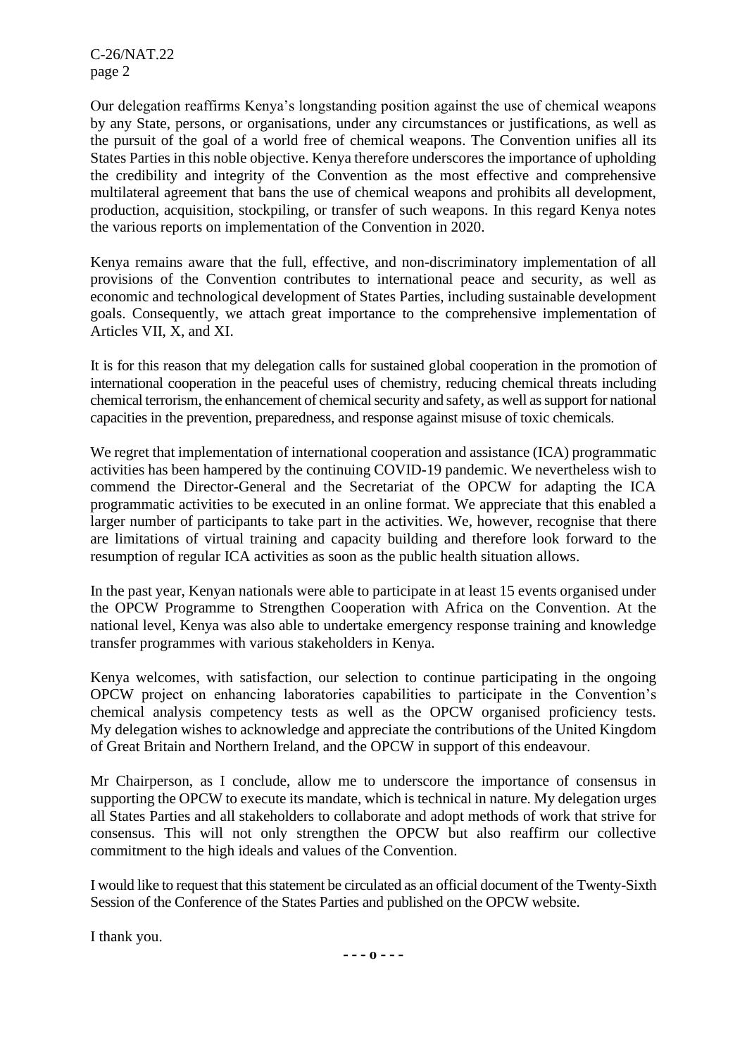Our delegation reaffirms Kenya's longstanding position against the use of chemical weapons by any State, persons, or organisations, under any circumstances or justifications, as well as the pursuit of the goal of a world free of chemical weapons. The Convention unifies all its States Parties in this noble objective. Kenya therefore underscores the importance of upholding the credibility and integrity of the Convention as the most effective and comprehensive multilateral agreement that bans the use of chemical weapons and prohibits all development, production, acquisition, stockpiling, or transfer of such weapons. In this regard Kenya notes the various reports on implementation of the Convention in 2020.

Kenya remains aware that the full, effective, and non-discriminatory implementation of all provisions of the Convention contributes to international peace and security, as well as economic and technological development of States Parties, including sustainable development goals. Consequently, we attach great importance to the comprehensive implementation of Articles VII, X, and XI.

It is for this reason that my delegation calls for sustained global cooperation in the promotion of international cooperation in the peaceful uses of chemistry, reducing chemical threats including chemical terrorism, the enhancement of chemical security and safety, as well as support for national capacities in the prevention, preparedness, and response against misuse of toxic chemicals.

We regret that implementation of international cooperation and assistance (ICA) programmatic activities has been hampered by the continuing COVID-19 pandemic. We nevertheless wish to commend the Director-General and the Secretariat of the OPCW for adapting the ICA programmatic activities to be executed in an online format. We appreciate that this enabled a larger number of participants to take part in the activities. We, however, recognise that there are limitations of virtual training and capacity building and therefore look forward to the resumption of regular ICA activities as soon as the public health situation allows.

In the past year, Kenyan nationals were able to participate in at least 15 events organised under the OPCW Programme to Strengthen Cooperation with Africa on the Convention. At the national level, Kenya was also able to undertake emergency response training and knowledge transfer programmes with various stakeholders in Kenya.

Kenya welcomes, with satisfaction, our selection to continue participating in the ongoing OPCW project on enhancing laboratories capabilities to participate in the Convention's chemical analysis competency tests as well as the OPCW organised proficiency tests. My delegation wishes to acknowledge and appreciate the contributions of the United Kingdom of Great Britain and Northern Ireland, and the OPCW in support of this endeavour.

Mr Chairperson, as I conclude, allow me to underscore the importance of consensus in supporting the OPCW to execute its mandate, which is technical in nature. My delegation urges all States Parties and all stakeholders to collaborate and adopt methods of work that strive for consensus. This will not only strengthen the OPCW but also reaffirm our collective commitment to the high ideals and values of the Convention.

I would like to request that this statement be circulated as an official document of the Twenty-Sixth Session of the Conference of the States Parties and published on the OPCW website.

I thank you.

- - - o - - -